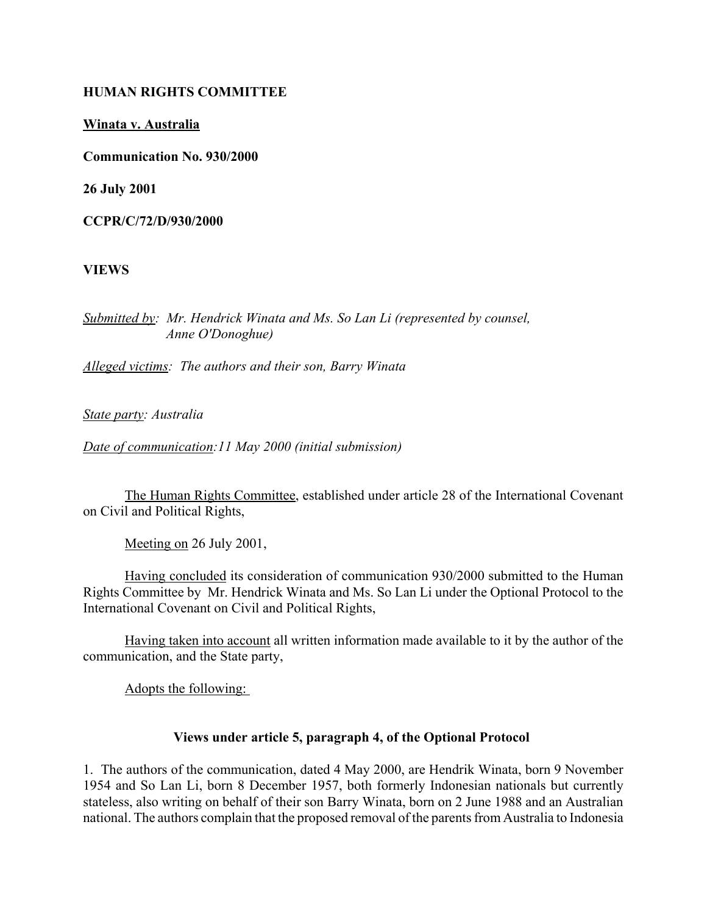**HUMAN RIGHTS COMMITTEE**

**Winata v. Australia**

**Communication No. 930/2000**

**26 July 2001**

**CCPR/C/72/D/930/2000**

**VIEWS**

*Submitted by: Mr. Hendrick Winata and Ms. So Lan Li (represented by counsel, Anne O'Donoghue)*

*Alleged victims: The authors and their son, Barry Winata*

*State party: Australia*

*Date of communication: 11 May 2000 (initial submission)*

The Human Rights Committee, established under article 28 of the International Covenant on Civil and Political Rights,

Meeting on 26 July 2001,

Having concluded its consideration of communication 930/2000 submitted to the Human Rights Committee by Mr. Hendrick Winata and Ms. So Lan Li under the Optional Protocol to the International Covenant on Civil and Political Rights,

Having taken into account all written information made available to it by the author of the communication, and the State party,

Adopts the following:

**Views under article 5, paragraph 4, of the Optional Protocol**

1. The authors of the communication, dated 4 May 2000, are Hendrik Winata, born 9 November 1954 and So Lan Li, born 8 December 1957, both formerly Indonesian nationals but currently stateless, also writing on behalf of their son Barry Winata, born on 2 June 1988 and an Australian national. The authors complain that the proposed removal of the parents from Australia to Indonesia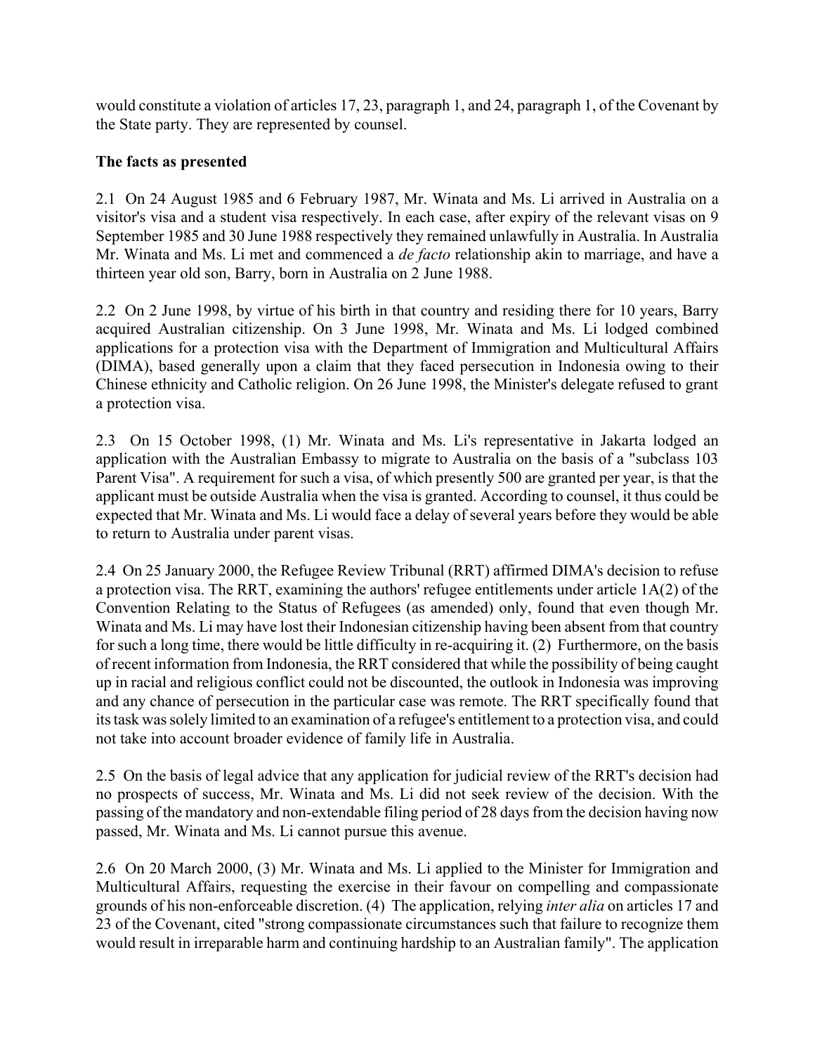would constitute a violation of articles 17, 23, paragraph 1, and 24, paragraph 1, of the Covenant by the State party. They are represented by counsel.

**The facts as presented**

2.1 On 24 August 1985 and 6 February 1987, Mr. Winata and Ms. Li arrived in Australia on a visitor's visa and a student visa respectively. In each case, after expiry of the relevant visas on 9 September 1985 and 30 June 1988 respectively they remained unlawfully in Australia. In Australia Mr. Winata and Ms. Li met and commenced a *de facto* relationship akin to marriage, and have a thirteen year old son, Barry, born in Australia on 2 June 1988.

2.2 On 2 June 1998, by virtue of his birth in that country and residing there for 10 years, Barry acquired Australian citizenship. On 3 June 1998, Mr. Winata and Ms. Li lodged combined applications for a protection visa with the Department of Immigration and Multicultural Affairs (DIMA), based generally upon a claim that they faced persecution in Indonesia owing to their Chinese ethnicity and Catholic religion. On 26 June 1998, the Minister's delegate refused to grant a protection visa.

2.3 On 15 October 1998, (1) Mr. Winata and Ms. Li's representative in Jakarta lodged an application with the Australian Embassy to migrate to Australia on the basis of a "subclass 103 Parent Visa". A requirement for such a visa, of which presently 500 are granted per year, is that the applicant must be outside Australia when the visa is granted. According to counsel, it thus could be expected that Mr. Winata and Ms. Li would face a delay of several years before they would be able to return to Australia under parent visas.

2.4 On 25 January 2000, the Refugee Review Tribunal (RRT) affirmed DIMA's decision to refuse a protection visa. The RRT, examining the authors' refugee entitlements under article 1A(2) of the Convention Relating to the Status of Refugees (as amended) only, found that even though Mr. Winata and Ms. Li may have lost their Indonesian citizenship having been absent from that country for such a long time, there would be little difficulty in re-acquiring it. (2) Furthermore, on the basis of recent information from Indonesia, the RRT considered that while the possibility of being caught up in racial and religious conflict could not be discounted, the outlook in Indonesia was improving and any chance of persecution in the particular case was remote. The RRT specifically found that its task was solely limited to an examination of a refugee's entitlement to a protection visa, and could not take into account broader evidence of family life in Australia.

2.5 On the basis of legal advice that any application for judicial review of the RRT's decision had no prospects of success, Mr. Winata and Ms. Li did not seek review of the decision. With the passing of the mandatory and non-extendable filing period of 28 days from the decision having now passed, Mr. Winata and Ms. Li cannot pursue this avenue.

2.6 On 20 March 2000, (3) Mr. Winata and Ms. Li applied to the Minister for Immigration and Multicultural Affairs, requesting the exercise in their favour on compelling and compassionate grounds of his non-enforceable discretion. (4) The application, relying *inter alia* on articles 17 and 23 of the Covenant, cited "strong compassionate circumstances such that failure to recognize them would result in irreparable harm and continuing hardship to an Australian family". The application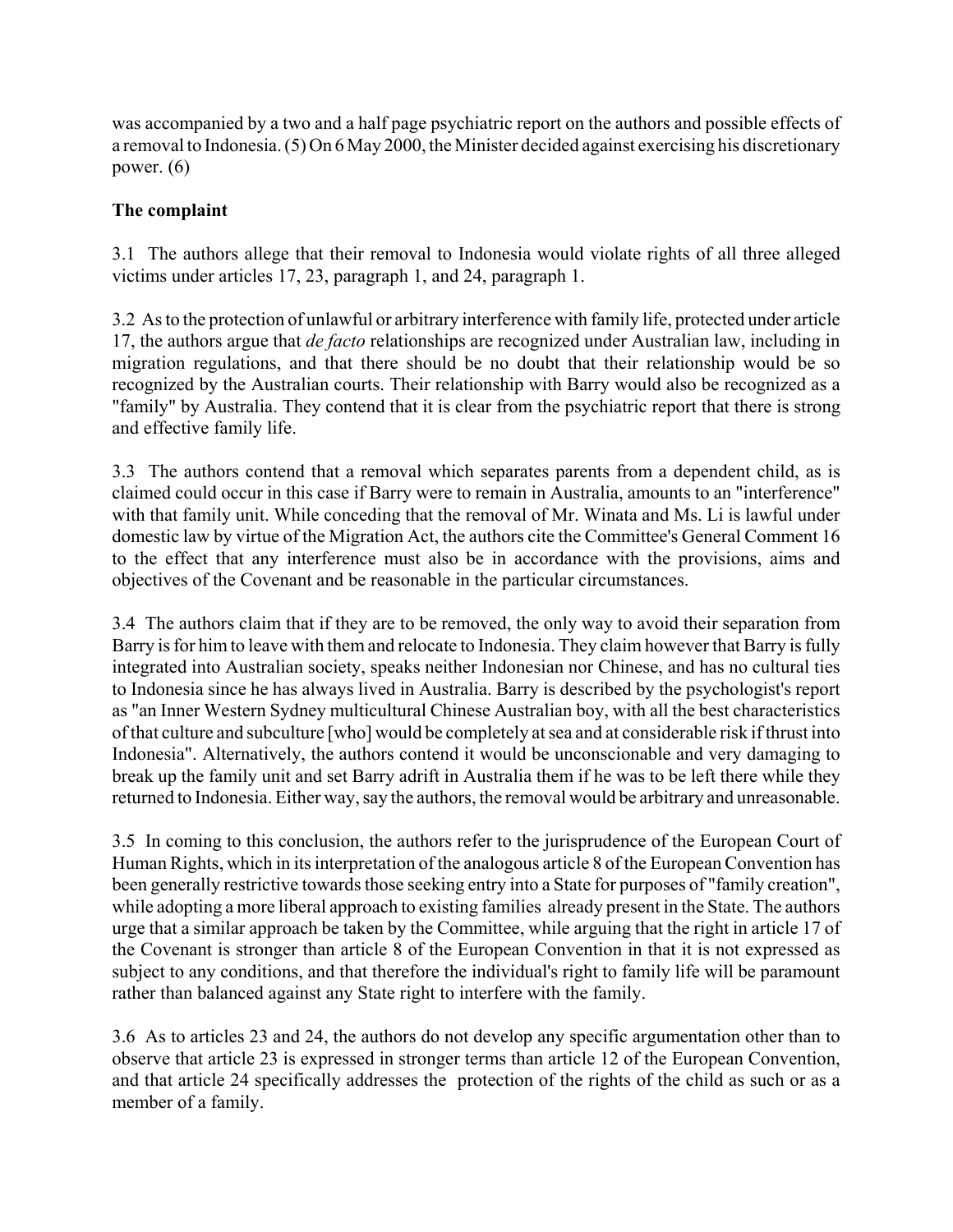was accompanied by a two and a half page psychiatric report on the authors and possible effects of a removal to Indonesia. (5) On 6 May 2000, the Minister decided against exercising his discretionary power. (6)

**The complaint**

3.1 The authors allege that their removal to Indonesia would violate rights of all three alleged victims under articles 17, 23, paragraph 1, and 24, paragraph 1.

3.2 As to the protection of unlawful or arbitrary interference with family life, protected under article 17, the authors argue that *de facto* relationships are recognized under Australian law, including in migration regulations, and that there should be no doubt that their relationship would be so recognized by the Australian courts. Their relationship with Barry would also be recognized as a "family" by Australia. They contend that it is clear from the psychiatric report that there is strong and effective family life.

3.3 The authors contend that a removal which separates parents from a dependent child, as is claimed could occur in this case if Barry were to remain in Australia, amounts to an "interference" with that family unit. While conceding that the removal of Mr. Winata and Ms. Li is lawful under domestic law by virtue of the Migration Act, the authors cite the Committee's General Comment 16 to the effect that any interference must also be in accordance with the provisions, aims and objectives of the Covenant and be reasonable in the particular circumstances.

3.4 The authors claim that if they are to be removed, the only way to avoid their separation from Barry is for him to leave with them and relocate to Indonesia. They claim however that Barry is fully integrated into Australian society, speaks neither Indonesian nor Chinese, and has no cultural ties to Indonesia since he has always lived in Australia. Barry is described by the psychologist's report as "an Inner Western Sydney multicultural Chinese Australian boy, with all the best characteristics of that culture and subculture [who] would be completely at sea and at considerable risk if thrust into Indonesia". Alternatively, the authors contend it would be unconscionable and very damaging to break up the family unit and set Barry adrift in Australia them if he was to be left there while they returned to Indonesia. Either way, say the authors, the removal would be arbitrary and unreasonable.

3.5 In coming to this conclusion, the authors refer to the jurisprudence of the European Court of Human Rights, which in its interpretation of the analogous article 8 of the European Convention has been generally restrictive towards those seeking entry into a State for purposes of "family creation", while adopting a more liberal approach to existing families already present in the State. The authors urge that a similar approach be taken by the Committee, while arguing that the right in article 17 of the Covenant is stronger than article 8 of the European Convention in that it is not expressed as subject to any conditions, and that therefore the individual's right to family life will be paramount rather than balanced against any State right to interfere with the family.

3.6 As to articles 23 and 24, the authors do not develop any specific argumentation other than to observe that article 23 is expressed in stronger terms than article 12 of the European Convention, and that article 24 specifically addresses the protection of the rights of the child as such or as a member of a family.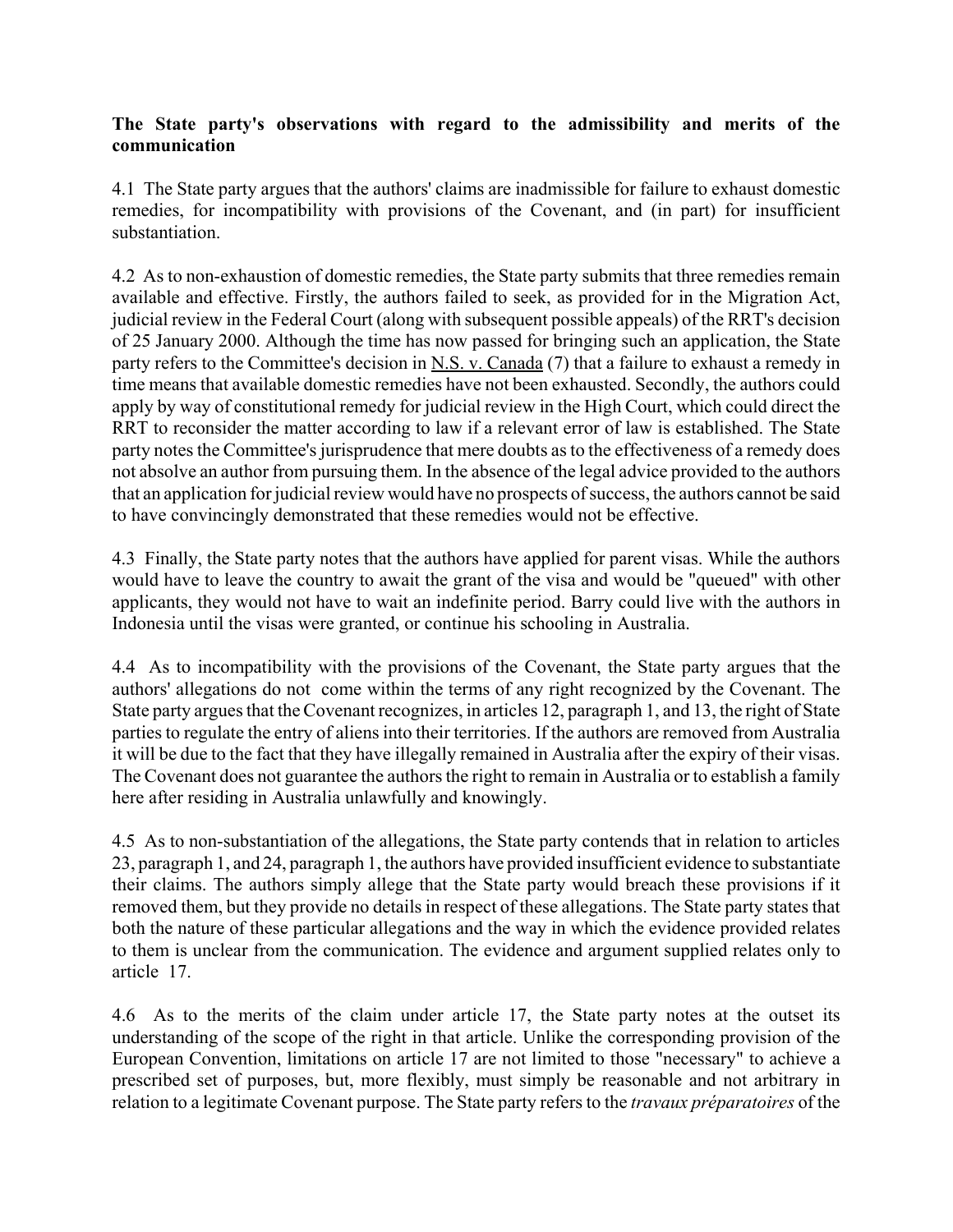**The State party's observations with regard to the admissibility and merits of the communication**

4.1 The State party argues that the authors' claims are inadmissible for failure to exhaust domestic remedies, for incompatibility with provisions of the Covenant, and (in part) for insufficient substantiation.

4.2 As to non-exhaustion of domestic remedies, the State party submits that three remedies remain available and effective. Firstly, the authors failed to seek, as provided for in the Migration Act, judicial review in the Federal Court (along with subsequent possible appeals) of the RRT's decision of 25 January 2000. Although the time has now passed for bringing such an application, the State party refers to the Committee's decision in N.S. v. Canada (7) that a failure to exhaust a remedy in time means that available domestic remedies have not been exhausted. Secondly, the authors could apply by way of constitutional remedy for judicial review in the High Court, which could direct the RRT to reconsider the matter according to law if a relevant error of law is established. The State party notes the Committee's jurisprudence that mere doubts as to the effectiveness of a remedy does not absolve an author from pursuing them. In the absence of the legal advice provided to the authors that an application for judicial review would have no prospects of success, the authors cannot be said to have convincingly demonstrated that these remedies would not be effective.

4.3 Finally, the State party notes that the authors have applied for parent visas. While the authors would have to leave the country to await the grant of the visa and would be "queued" with other applicants, they would not have to wait an indefinite period. Barry could live with the authors in Indonesia until the visas were granted, or continue his schooling in Australia.

4.4 As to incompatibility with the provisions of the Covenant, the State party argues that the authors' allegations do not come within the terms of any right recognized by the Covenant. The State party argues that the Covenant recognizes, in articles 12, paragraph 1, and 13, the right of State parties to regulate the entry of aliens into their territories. If the authors are removed from Australia it will be due to the fact that they have illegally remained in Australia after the expiry of their visas. The Covenant does not guarantee the authors the right to remain in Australia or to establish a family here after residing in Australia unlawfully and knowingly.

4.5 As to non-substantiation of the allegations, the State party contends that in relation to articles 23, paragraph 1, and 24, paragraph 1, the authors have provided insufficient evidence to substantiate their claims. The authors simply allege that the State party would breach these provisions if it removed them, but they provide no details in respect of these allegations. The State party states that both the nature of these particular allegations and the way in which the evidence provided relates to them is unclear from the communication. The evidence and argument supplied relates only to article 17.

4.6 As to the merits of the claim under article 17, the State party notes at the outset its understanding of the scope of the right in that article. Unlike the corresponding provision of the European Convention, limitations on article 17 are not limited to those "necessary" to achieve a prescribed set of purposes, but, more flexibly, must simply be reasonable and not arbitrary in relation to a legitimate Covenant purpose. The State party refers to the *travaux préparatoires* of the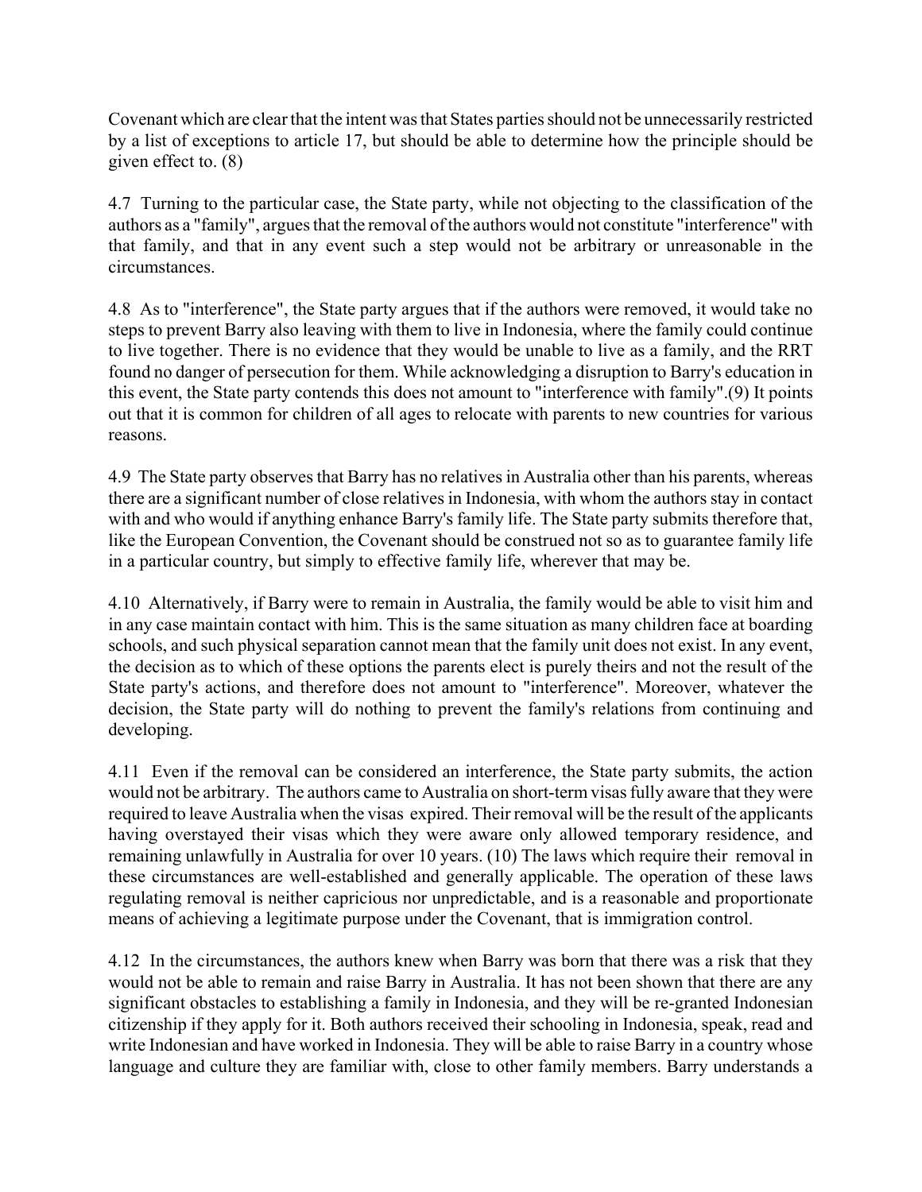Covenant which are clear that the intent was that States parties should not be unnecessarily restricted by a list of exceptions to article 17, but should be able to determine how the principle should be given effect to. (8)

4.7 Turning to the particular case, the State party, while not objecting to the classification of the authors as a "family", argues that the removal of the authors would not constitute "interference" with that family, and that in any event such a step would not be arbitrary or unreasonable in the circumstances.

4.8 As to "interference", the State party argues that if the authors were removed, it would take no steps to prevent Barry also leaving with them to live in Indonesia, where the family could continue to live together. There is no evidence that they would be unable to live as a family, and the RRT found no danger of persecution for them. While acknowledging a disruption to Barry's education in this event, the State party contends this does not amount to "interference with family".(9) It points out that it is common for children of all ages to relocate with parents to new countries for various reasons.

4.9 The State party observes that Barry has no relatives in Australia other than his parents, whereas there are a significant number of close relatives in Indonesia, with whom the authors stay in contact with and who would if anything enhance Barry's family life. The State party submits therefore that, like the European Convention, the Covenant should be construed not so as to guarantee family life in a particular country, but simply to effective family life, wherever that may be.

4.10 Alternatively, if Barry were to remain in Australia, the family would be able to visit him and in any case maintain contact with him. This is the same situation as many children face at boarding schools, and such physical separation cannot mean that the family unit does not exist. In any event, the decision as to which of these options the parents elect is purely theirs and not the result of the State party's actions, and therefore does not amount to "interference". Moreover, whatever the decision, the State party will do nothing to prevent the family's relations from continuing and developing.

4.11 Even if the removal can be considered an interference, the State party submits, the action would not be arbitrary. The authors came to Australia on short-term visas fully aware that they were required to leave Australia when the visas expired. Their removal will be the result of the applicants having overstayed their visas which they were aware only allowed temporary residence, and remaining unlawfully in Australia for over 10 years. (10) The laws which require their removal in these circumstances are well-established and generally applicable. The operation of these laws regulating removal is neither capricious nor unpredictable, and is a reasonable and proportionate means of achieving a legitimate purpose under the Covenant, that is immigration control.

4.12 In the circumstances, the authors knew when Barry was born that there was a risk that they would not be able to remain and raise Barry in Australia. It has not been shown that there are any significant obstacles to establishing a family in Indonesia, and they will be re-granted Indonesian citizenship if they apply for it. Both authors received their schooling in Indonesia, speak, read and write Indonesian and have worked in Indonesia. They will be able to raise Barry in a country whose language and culture they are familiar with, close to other family members. Barry understands a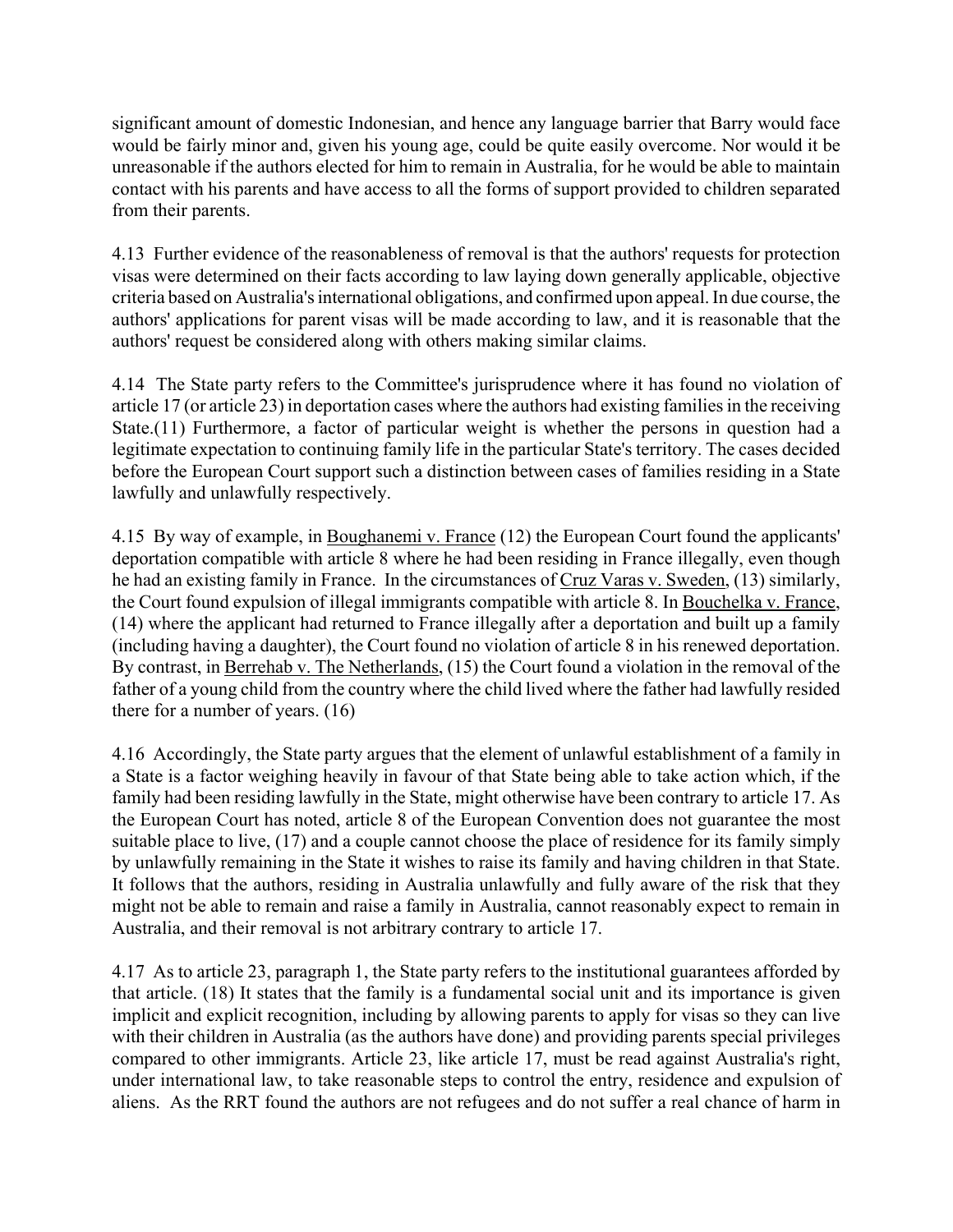significant amount of domestic Indonesian, and hence any language barrier that Barry would face would be fairly minor and, given his young age, could be quite easily overcome. Nor would it be unreasonable if the authors elected for him to remain in Australia, for he would be able to maintain contact with his parents and have access to all the forms of support provided to children separated from their parents.

4.13 Further evidence of the reasonableness of removal is that the authors' requests for protection visas were determined on their facts according to law laying down generally applicable, objective criteria based on Australia's international obligations, and confirmed upon appeal. In due course, the authors' applications for parent visas will be made according to law, and it is reasonable that the authors' request be considered along with others making similar claims.

4.14 The State party refers to the Committee's jurisprudence where it has found no violation of article 17 (or article 23) in deportation cases where the authors had existing families in the receiving State.(11) Furthermore, a factor of particular weight is whether the persons in question had a legitimate expectation to continuing family life in the particular State's territory. The cases decided before the European Court support such a distinction between cases of families residing in a State lawfully and unlawfully respectively.

4.15 By way of example, in Boughanemi v. France (12) the European Court found the applicants' deportation compatible with article 8 where he had been residing in France illegally, even though he had an existing family in France. In the circumstances of Cruz Varas v. Sweden, (13) similarly, the Court found expulsion of illegal immigrants compatible with article 8. In Bouchelka v. France, (14) where the applicant had returned to France illegally after a deportation and built up a family (including having a daughter), the Court found no violation of article 8 in his renewed deportation. By contrast, in Berrehab v. The Netherlands, (15) the Court found a violation in the removal of the father of a young child from the country where the child lived where the father had lawfully resided there for a number of years. (16)

4.16 Accordingly, the State party argues that the element of unlawful establishment of a family in a State is a factor weighing heavily in favour of that State being able to take action which, if the family had been residing lawfully in the State, might otherwise have been contrary to article 17. As the European Court has noted, article 8 of the European Convention does not guarantee the most suitable place to live, (17) and a couple cannot choose the place of residence for its family simply by unlawfully remaining in the State it wishes to raise its family and having children in that State. It follows that the authors, residing in Australia unlawfully and fully aware of the risk that they might not be able to remain and raise a family in Australia, cannot reasonably expect to remain in Australia, and their removal is not arbitrary contrary to article 17.

4.17 As to article 23, paragraph 1, the State party refers to the institutional guarantees afforded by that article. (18) It states that the family is a fundamental social unit and its importance is given implicit and explicit recognition, including by allowing parents to apply for visas so they can live with their children in Australia (as the authors have done) and providing parents special privileges compared to other immigrants. Article 23, like article 17, must be read against Australia's right, under international law, to take reasonable steps to control the entry, residence and expulsion of aliens. As the RRT found the authors are not refugees and do not suffer a real chance of harm in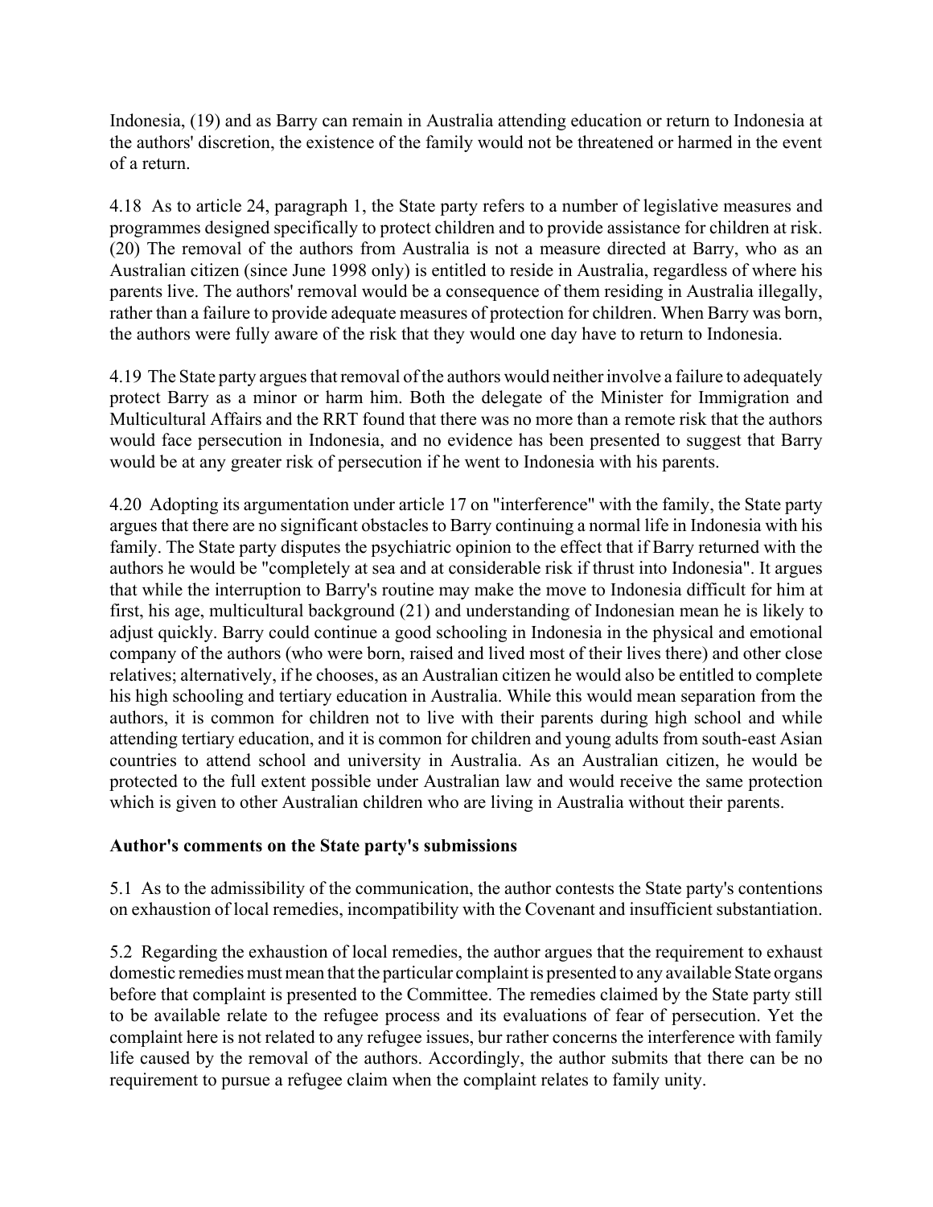Indonesia, (19) and as Barry can remain in Australia attending education or return to Indonesia at the authors' discretion, the existence of the family would not be threatened or harmed in the event of a return.

4.18 As to article 24, paragraph 1, the State party refers to a number of legislative measures and programmes designed specifically to protect children and to provide assistance for children at risk. (20) The removal of the authors from Australia is not a measure directed at Barry, who as an Australian citizen (since June 1998 only) is entitled to reside in Australia, regardless of where his parents live. The authors' removal would be a consequence of them residing in Australia illegally, rather than a failure to provide adequate measures of protection for children. When Barry was born, the authors were fully aware of the risk that they would one day have to return to Indonesia.

4.19 The State party argues that removal of the authors would neither involve a failure to adequately protect Barry as a minor or harm him. Both the delegate of the Minister for Immigration and Multicultural Affairs and the RRT found that there was no more than a remote risk that the authors would face persecution in Indonesia, and no evidence has been presented to suggest that Barry would be at any greater risk of persecution if he went to Indonesia with his parents.

4.20 Adopting its argumentation under article 17 on "interference" with the family, the State party argues that there are no significant obstacles to Barry continuing a normal life in Indonesia with his family. The State party disputes the psychiatric opinion to the effect that if Barry returned with the authors he would be "completely at sea and at considerable risk if thrust into Indonesia". It argues that while the interruption to Barry's routine may make the move to Indonesia difficult for him at first, his age, multicultural background (21) and understanding of Indonesian mean he is likely to adjust quickly. Barry could continue a good schooling in Indonesia in the physical and emotional company of the authors (who were born, raised and lived most of their lives there) and other close relatives; alternatively, if he chooses, as an Australian citizen he would also be entitled to complete his high schooling and tertiary education in Australia. While this would mean separation from the authors, it is common for children not to live with their parents during high school and while attending tertiary education, and it is common for children and young adults from south-east Asian countries to attend school and university in Australia. As an Australian citizen, he would be protected to the full extent possible under Australian law and would receive the same protection which is given to other Australian children who are living in Australia without their parents.

**Author's comments on the State party's submissions**

5.1 As to the admissibility of the communication, the author contests the State party's contentions on exhaustion of local remedies, incompatibility with the Covenant and insufficient substantiation.

5.2 Regarding the exhaustion of local remedies, the author argues that the requirement to exhaust domestic remedies must mean that the particular complaint is presented to any available State organs before that complaint is presented to the Committee. The remedies claimed by the State party still to be available relate to the refugee process and its evaluations of fear of persecution. Yet the complaint here is not related to any refugee issues, bur rather concerns the interference with family life caused by the removal of the authors. Accordingly, the author submits that there can be no requirement to pursue a refugee claim when the complaint relates to family unity.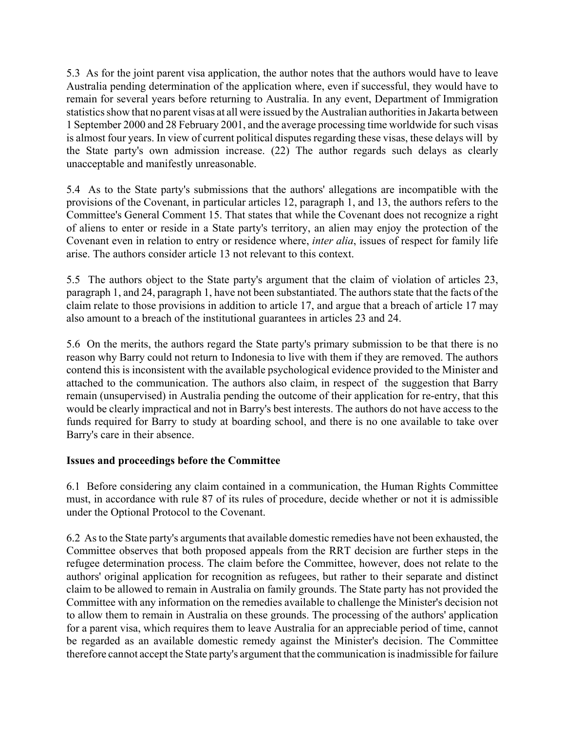5.3 As for the joint parent visa application, the author notes that the authors would have to leave Australia pending determination of the application where, even if successful, they would have to remain for several years before returning to Australia. In any event, Department of Immigration statistics show that no parent visas at all were issued by the Australian authorities in Jakarta between 1 September 2000 and 28 February 2001, and the average processing time worldwide for such visas is almost four years. In view of current political disputes regarding these visas, these delays will by the State party's own admission increase. (22) The author regards such delays as clearly unacceptable and manifestly unreasonable.

5.4 As to the State party's submissions that the authors' allegations are incompatible with the provisions of the Covenant, in particular articles 12, paragraph 1, and 13, the authors refers to the Committee's General Comment 15. That states that while the Covenant does not recognize a right of aliens to enter or reside in a State party's territory, an alien may enjoy the protection of the Covenant even in relation to entry or residence where, *inter alia*, issues of respect for family life arise. The authors consider article 13 not relevant to this context.

5.5 The authors object to the State party's argument that the claim of violation of articles 23, paragraph 1, and 24, paragraph 1, have not been substantiated. The authors state that the facts of the claim relate to those provisions in addition to article 17, and argue that a breach of article 17 may also amount to a breach of the institutional guarantees in articles 23 and 24.

5.6 On the merits, the authors regard the State party's primary submission to be that there is no reason why Barry could not return to Indonesia to live with them if they are removed. The authors contend this is inconsistent with the available psychological evidence provided to the Minister and attached to the communication. The authors also claim, in respect of the suggestion that Barry remain (unsupervised) in Australia pending the outcome of their application for re-entry, that this would be clearly impractical and not in Barry's best interests. The authors do not have access to the funds required for Barry to study at boarding school, and there is no one available to take over Barry's care in their absence.

**Issues and proceedings before the Committee**

6.1 Before considering any claim contained in a communication, the Human Rights Committee must, in accordance with rule 87 of its rules of procedure, decide whether or not it is admissible under the Optional Protocol to the Covenant.

6.2 As to the State party's arguments that available domestic remedies have not been exhausted, the Committee observes that both proposed appeals from the RRT decision are further steps in the refugee determination process. The claim before the Committee, however, does not relate to the authors' original application for recognition as refugees, but rather to their separate and distinct claim to be allowed to remain in Australia on family grounds. The State party has not provided the Committee with any information on the remedies available to challenge the Minister's decision not to allow them to remain in Australia on these grounds. The processing of the authors' application for a parent visa, which requires them to leave Australia for an appreciable period of time, cannot be regarded as an available domestic remedy against the Minister's decision. The Committee therefore cannot accept the State party's argument that the communication is inadmissible for failure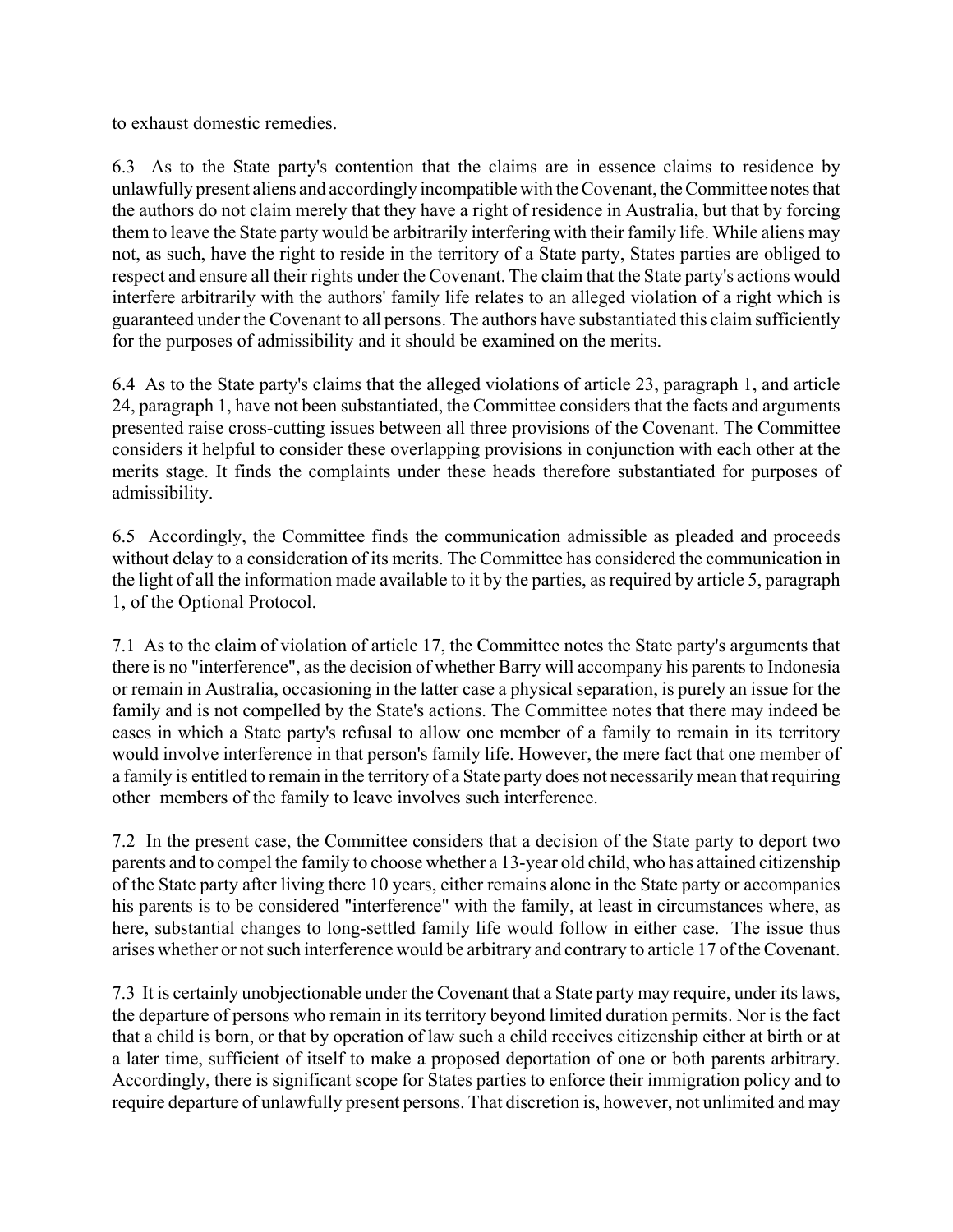to exhaust domestic remedies.

6.3 As to the State party's contention that the claims are in essence claims to residence by unlawfully present aliens and accordingly incompatible with the Covenant, the Committee notes that the authors do not claim merely that they have a right of residence in Australia, but that by forcing them to leave the State party would be arbitrarily interfering with their family life. While aliens may not, as such, have the right to reside in the territory of a State party, States parties are obliged to respect and ensure all their rights under the Covenant. The claim that the State party's actions would interfere arbitrarily with the authors' family life relates to an alleged violation of a right which is guaranteed under the Covenant to all persons. The authors have substantiated this claim sufficiently for the purposes of admissibility and it should be examined on the merits.

6.4 As to the State party's claims that the alleged violations of article 23, paragraph 1, and article 24, paragraph 1, have not been substantiated, the Committee considers that the facts and arguments presented raise cross-cutting issues between all three provisions of the Covenant. The Committee considers it helpful to consider these overlapping provisions in conjunction with each other at the merits stage. It finds the complaints under these heads therefore substantiated for purposes of admissibility.

6.5 Accordingly, the Committee finds the communication admissible as pleaded and proceeds without delay to a consideration of its merits. The Committee has considered the communication in the light of all the information made available to it by the parties, as required by article 5, paragraph 1, of the Optional Protocol.

7.1 As to the claim of violation of article 17, the Committee notes the State party's arguments that there is no "interference", as the decision of whether Barry will accompany his parents to Indonesia or remain in Australia, occasioning in the latter case a physical separation, is purely an issue for the family and is not compelled by the State's actions. The Committee notes that there may indeed be cases in which a State party's refusal to allow one member of a family to remain in its territory would involve interference in that person's family life. However, the mere fact that one member of a family is entitled to remain in the territory of a State party does not necessarily mean that requiring other members of the family to leave involves such interference.

7.2 In the present case, the Committee considers that a decision of the State party to deport two parents and to compel the family to choose whether a 13-year old child, who has attained citizenship of the State party after living there 10 years, either remains alone in the State party or accompanies his parents is to be considered "interference" with the family, at least in circumstances where, as here, substantial changes to long-settled family life would follow in either case. The issue thus arises whether or not such interference would be arbitrary and contrary to article 17 of the Covenant.

7.3 It is certainly unobjectionable under the Covenant that a State party may require, under its laws, the departure of persons who remain in its territory beyond limited duration permits. Nor is the fact that a child is born, or that by operation of law such a child receives citizenship either at birth or at a later time, sufficient of itself to make a proposed deportation of one or both parents arbitrary. Accordingly, there is significant scope for States parties to enforce their immigration policy and to require departure of unlawfully present persons. That discretion is, however, not unlimited and may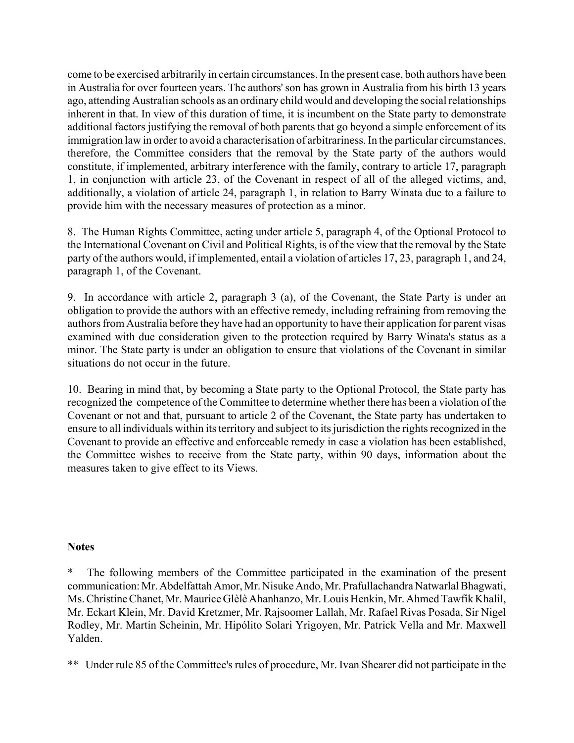come to be exercised arbitrarily in certain circumstances. In the present case, both authors have been in Australia for over fourteen years. The authors' son has grown in Australia from his birth 13 years ago, attending Australian schools as an ordinary child would and developing the social relationships inherent in that. In view of this duration of time, it is incumbent on the State party to demonstrate additional factors justifying the removal of both parents that go beyond a simple enforcement of its immigration law in order to avoid a characterisation of arbitrariness. In the particular circumstances, therefore, the Committee considers that the removal by the State party of the authors would constitute, if implemented, arbitrary interference with the family, contrary to article 17, paragraph 1, in conjunction with article 23, of the Covenant in respect of all of the alleged victims, and, additionally, a violation of article 24, paragraph 1, in relation to Barry Winata due to a failure to provide him with the necessary measures of protection as a minor.

8. The Human Rights Committee, acting under article 5, paragraph 4, of the Optional Protocol to the International Covenant on Civil and Political Rights, is of the view that the removal by the State party of the authors would, if implemented, entail a violation of articles 17, 23, paragraph 1, and 24, paragraph 1, of the Covenant.

9. In accordance with article 2, paragraph 3 (a), of the Covenant, the State Party is under an obligation to provide the authors with an effective remedy, including refraining from removing the authors from Australia before they have had an opportunity to have their application for parent visas examined with due consideration given to the protection required by Barry Winata's status as a minor. The State party is under an obligation to ensure that violations of the Covenant in similar situations do not occur in the future.

10. Bearing in mind that, by becoming a State party to the Optional Protocol, the State party has recognized the competence of the Committee to determine whether there has been a violation of the Covenant or not and that, pursuant to article 2 of the Covenant, the State party has undertaken to ensure to all individuals within its territory and subject to its jurisdiction the rights recognized in the Covenant to provide an effective and enforceable remedy in case a violation has been established, the Committee wishes to receive from the State party, within 90 days, information about the measures taken to give effect to its Views.

**Notes**

\* The following members of the Committee participated in the examination of the present communication: Mr. Abdelfattah Amor, Mr. Nisuke Ando, Mr. Prafullachandra Natwarlal Bhagwati, Ms. Christine Chanet, Mr. Maurice Glèlè Ahanhanzo, Mr. Louis Henkin, Mr. Ahmed Tawfik Khalil, Mr. Eckart Klein, Mr. David Kretzmer, Mr. Rajsoomer Lallah, Mr. Rafael Rivas Posada, Sir Nigel Rodley, Mr. Martin Scheinin, Mr. Hipólito Solari Yrigoyen, Mr. Patrick Vella and Mr. Maxwell Yalden.

\*\* Under rule 85 of the Committee's rules of procedure, Mr. Ivan Shearer did not participate in the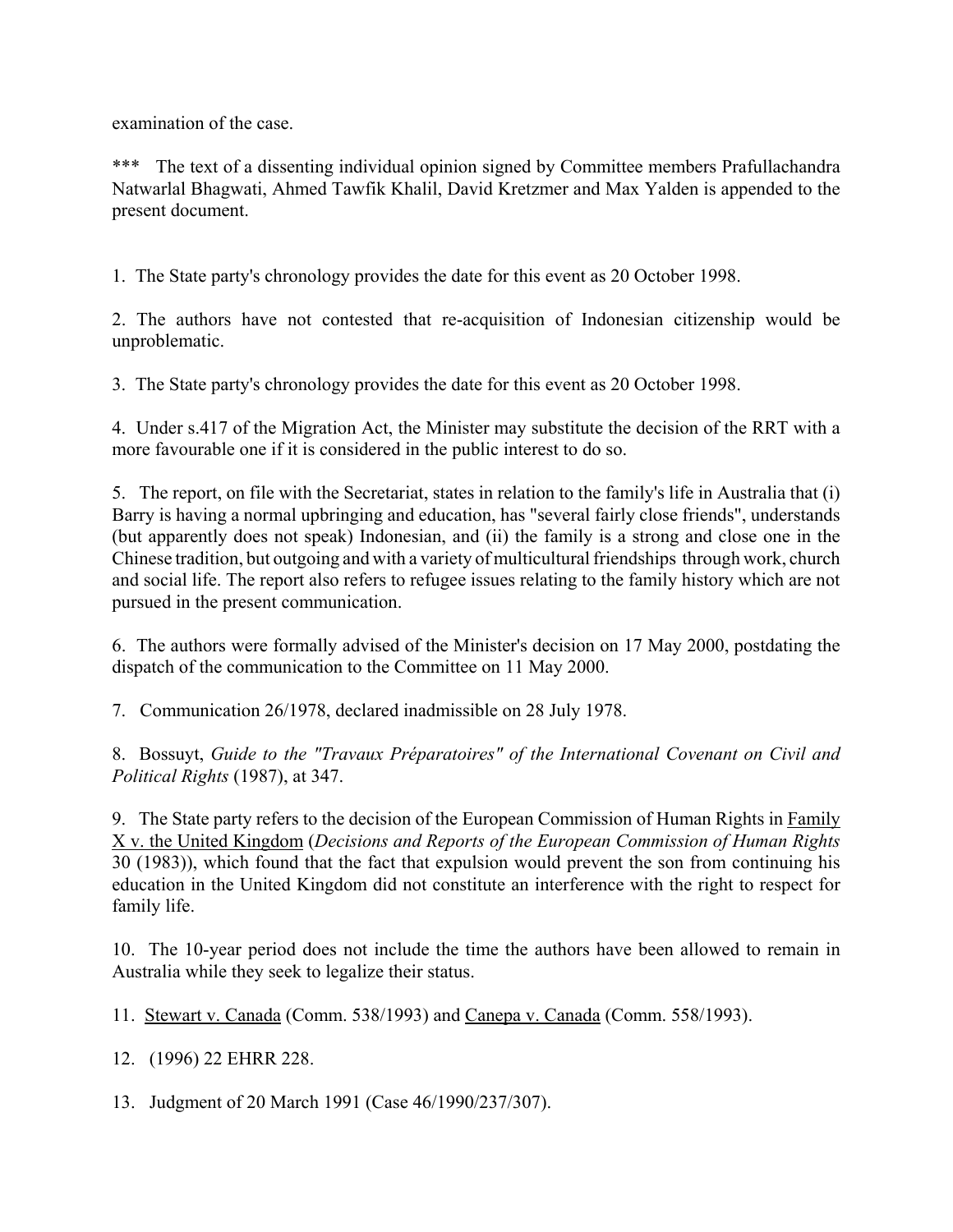examination of the case.

*** The text of a dissenting individual opinion signed by Committee members Prafullachandra Natwarlal Bhagwati, Ahmed Tawfik Khalil, David Kretzmer and Max Yalden is appended to the present document.

1. The State party's chronology provides the date for this event as 20 October 1998.

2. The authors have not contested that re-acquisition of Indonesian citizenship would be unproblematic.

3. The State party's chronology provides the date for this event as 20 October 1998.

4. Under s.417 of the Migration Act, the Minister may substitute the decision of the RRT with a more favourable one if it is considered in the public interest to do so.

5. The report, on file with the Secretariat, states in relation to the family's life in Australia that (i) Barry is having a normal upbringing and education, has "several fairly close friends", understands (but apparently does not speak) Indonesian, and (ii) the family is a strong and close one in the Chinese tradition, but outgoing and with a variety of multicultural friendships through work, church and social life. The report also refers to refugee issues relating to the family history which are not pursued in the present communication.

6. The authors were formally advised of the Minister's decision on 17 May 2000, postdating the dispatch of the communication to the Committee on 11 May 2000.

7. Communication 26/1978, declared inadmissible on 28 July 1978.

8. Bossuyt, *Guide to the "Travaux Préparatoires" of the International Covenant on Civil and Political Rights* (1987), at 347.

9. The State party refers to the decision of the European Commission of Human Rights in Family X v. the United Kingdom (*Decisions and Reports of the European Commission of Human Rights* 30 (1983)), which found that the fact that expulsion would prevent the son from continuing his education in the United Kingdom did not constitute an interference with the right to respect for family life.

10. The 10-year period does not include the time the authors have been allowed to remain in Australia while they seek to legalize their status.

11. Stewart v. Canada (Comm. 538/1993) and Canepa v. Canada (Comm. 558/1993).

12. (1996) 22 EHRR 228.

13. Judgment of 20 March 1991 (Case 46/1990/237/307).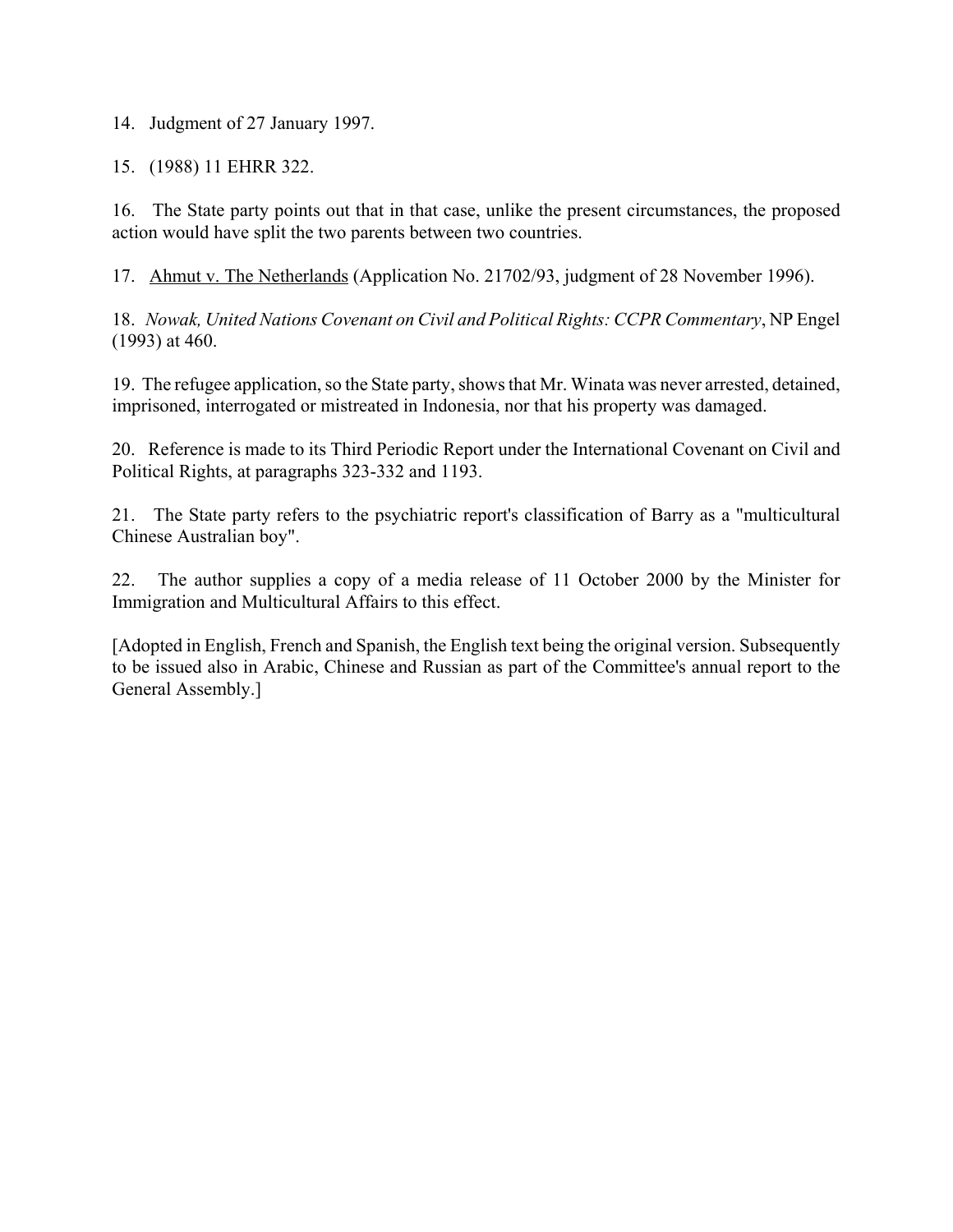14. Judgment of 27 January 1997.

15. (1988) 11 EHRR 322.

16. The State party points out that in that case, unlike the present circumstances, the proposed action would have split the two parents between two countries.

17. Ahmut v. The Netherlands (Application No. 21702/93, judgment of 28 November 1996).

18. *Nowak, United Nations Covenant on Civil and Political Rights: CCPR Commentary*, NP Engel (1993) at 460.

19. The refugee application, so the State party, shows that Mr. Winata was never arrested, detained, imprisoned, interrogated or mistreated in Indonesia, nor that his property was damaged.

20. Reference is made to its Third Periodic Report under the International Covenant on Civil and Political Rights, at paragraphs 323-332 and 1193.

21. The State party refers to the psychiatric report's classification of Barry as a "multicultural Chinese Australian boy".

22. The author supplies a copy of a media release of 11 October 2000 by the Minister for Immigration and Multicultural Affairs to this effect.

[Adopted in English, French and Spanish, the English text being the original version. Subsequently to be issued also in Arabic, Chinese and Russian as part of the Committee's annual report to the General Assembly.]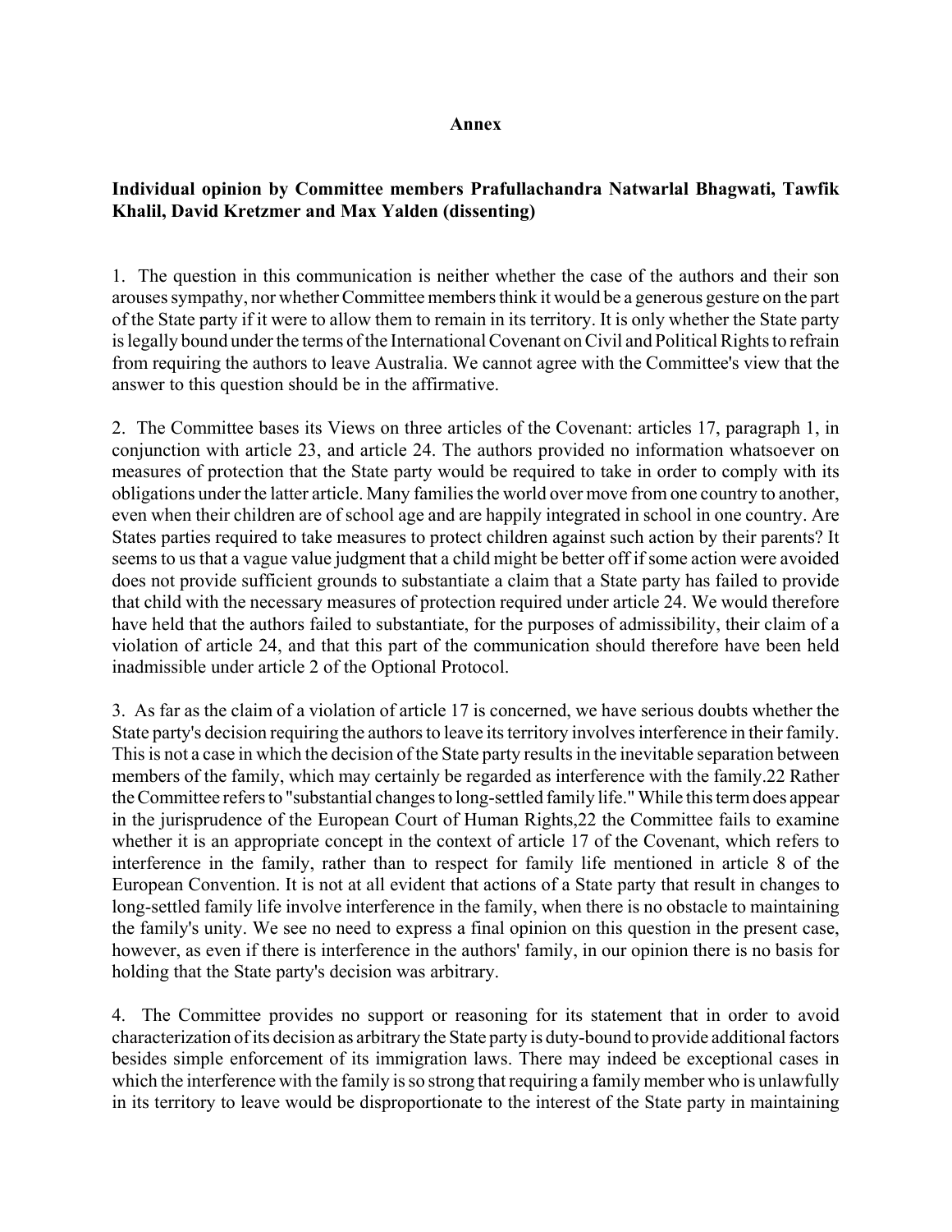**Annex**

**Individual opinion by Committee members Prafullachandra Natwarlal Bhagwati, Tawfik Khalil, David Kretzmer and Max Yalden (dissenting)**

1. The question in this communication is neither whether the case of the authors and their son arouses sympathy, nor whether Committee members think it would be a generous gesture on the part of the State party if it were to allow them to remain in its territory. It is only whether the State party is legally bound under the terms of the International Covenant on Civil and Political Rights to refrain from requiring the authors to leave Australia. We cannot agree with the Committee's view that the answer to this question should be in the affirmative.

2. The Committee bases its Views on three articles of the Covenant: articles 17, paragraph 1, in conjunction with article 23, and article 24. The authors provided no information whatsoever on measures of protection that the State party would be required to take in order to comply with its obligations under the latter article. Many families the world over move from one country to another, even when their children are of school age and are happily integrated in school in one country. Are States parties required to take measures to protect children against such action by their parents? It seems to us that a vague value judgment that a child might be better off if some action were avoided does not provide sufficient grounds to substantiate a claim that a State party has failed to provide that child with the necessary measures of protection required under article 24. We would therefore have held that the authors failed to substantiate, for the purposes of admissibility, their claim of a violation of article 24, and that this part of the communication should therefore have been held inadmissible under article 2 of the Optional Protocol.

3. As far as the claim of a violation of article 17 is concerned, we have serious doubts whether the State party's decision requiring the authors to leave its territory involves interference in their family. This is not a case in which the decision of the State party results in the inevitable separation between members of the family, which may certainly be regarded as interference with the family.22 Rather the Committee refers to "substantial changes to long-settled family life." While this term does appear in the jurisprudence of the European Court of Human Rights,22 the Committee fails to examine whether it is an appropriate concept in the context of article 17 of the Covenant, which refers to interference in the family, rather than to respect for family life mentioned in article 8 of the European Convention. It is not at all evident that actions of a State party that result in changes to long-settled family life involve interference in the family, when there is no obstacle to maintaining the family's unity. We see no need to express a final opinion on this question in the present case, however, as even if there is interference in the authors' family, in our opinion there is no basis for holding that the State party's decision was arbitrary.

4. The Committee provides no support or reasoning for its statement that in order to avoid characterization of its decision as arbitrary the State party is duty-bound to provide additional factors besides simple enforcement of its immigration laws. There may indeed be exceptional cases in which the interference with the family is so strong that requiring a family member who is unlawfully in its territory to leave would be disproportionate to the interest of the State party in maintaining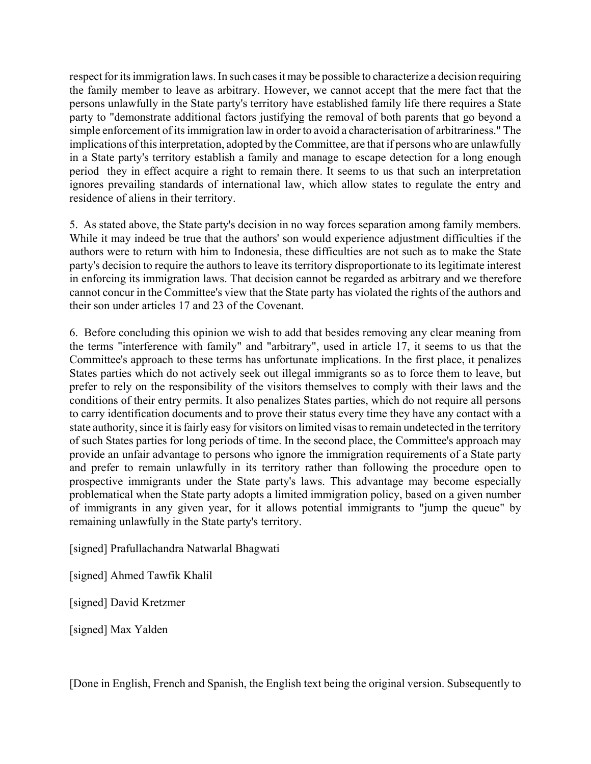respect for its immigration laws. In such cases it may be possible to characterize a decision requiring the family member to leave as arbitrary. However, we cannot accept that the mere fact that the persons unlawfully in the State party's territory have established family life there requires a State party to "demonstrate additional factors justifying the removal of both parents that go beyond a simple enforcement of its immigration law in order to avoid a characterisation of arbitrariness." The implications of this interpretation, adopted by the Committee, are that if persons who are unlawfully in a State party's territory establish a family and manage to escape detection for a long enough period they in effect acquire a right to remain there. It seems to us that such an interpretation ignores prevailing standards of international law, which allow states to regulate the entry and residence of aliens in their territory.

5. As stated above, the State party's decision in no way forces separation among family members. While it may indeed be true that the authors' son would experience adjustment difficulties if the authors were to return with him to Indonesia, these difficulties are not such as to make the State party's decision to require the authors to leave its territory disproportionate to its legitimate interest in enforcing its immigration laws. That decision cannot be regarded as arbitrary and we therefore cannot concur in the Committee's view that the State party has violated the rights of the authors and their son under articles 17 and 23 of the Covenant.

6. Before concluding this opinion we wish to add that besides removing any clear meaning from the terms "interference with family" and "arbitrary", used in article 17, it seems to us that the Committee's approach to these terms has unfortunate implications. In the first place, it penalizes States parties which do not actively seek out illegal immigrants so as to force them to leave, but prefer to rely on the responsibility of the visitors themselves to comply with their laws and the conditions of their entry permits. It also penalizes States parties, which do not require all persons to carry identification documents and to prove their status every time they have any contact with a state authority, since it is fairly easy for visitors on limited visas to remain undetected in the territory of such States parties for long periods of time. In the second place, the Committee's approach may provide an unfair advantage to persons who ignore the immigration requirements of a State party and prefer to remain unlawfully in its territory rather than following the procedure open to prospective immigrants under the State party's laws. This advantage may become especially problematical when the State party adopts a limited immigration policy, based on a given number of immigrants in any given year, for it allows potential immigrants to "jump the queue" by remaining unlawfully in the State party's territory.

[signed] Prafullachandra Natwarlal Bhagwati

[signed] Ahmed Tawfik Khalil

[signed] David Kretzmer

[signed] Max Yalden

[Done in English, French and Spanish, the English text being the original version. Subsequently to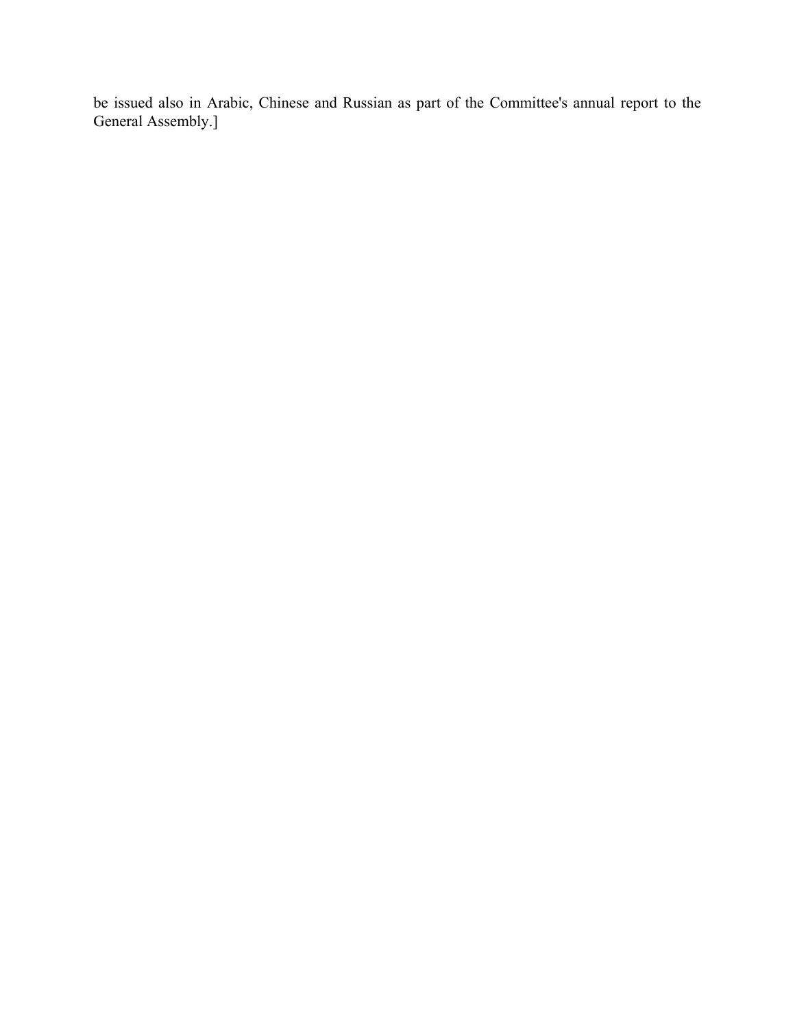be issued also in Arabic, Chinese and Russian as part of the Committee's annual report to the General Assembly.]